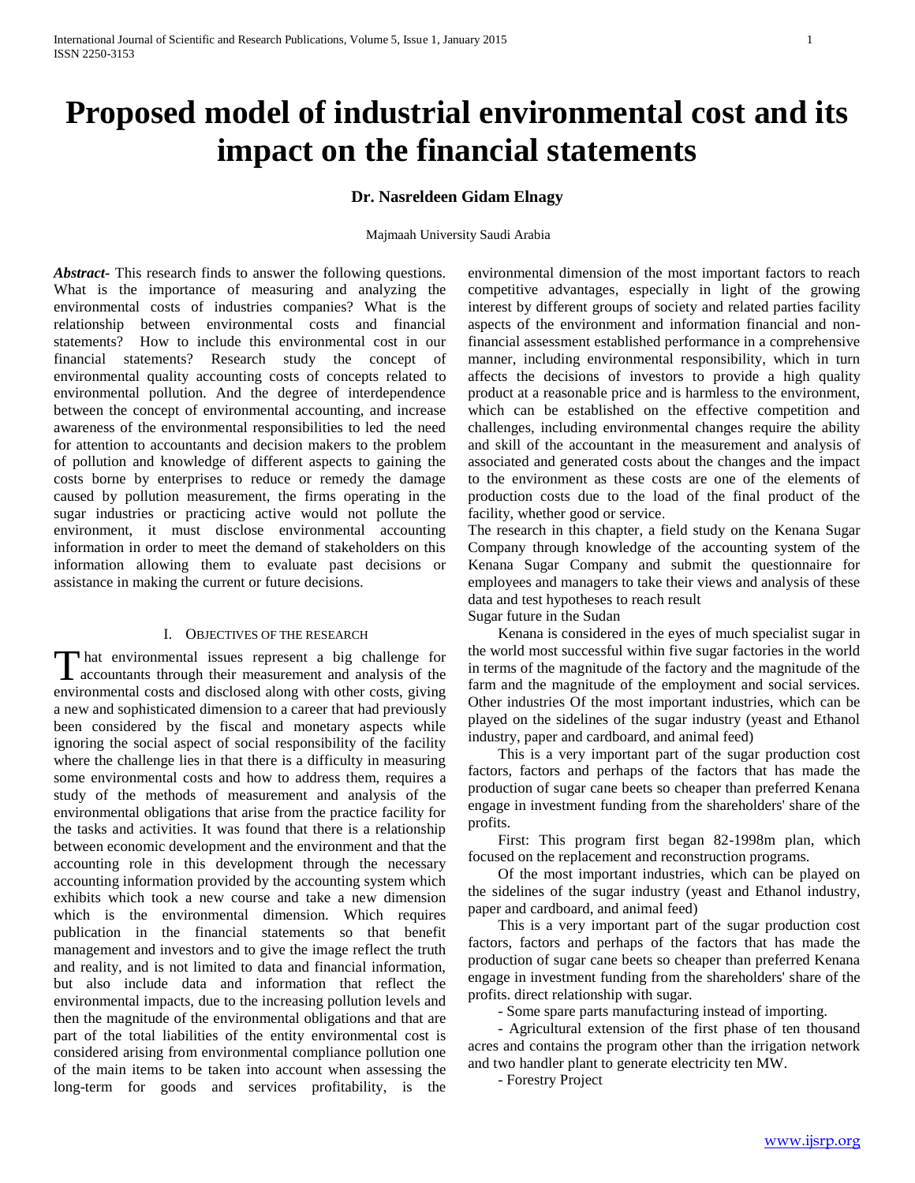# Proposed model of industrial environmental cost and its impact on the financial statements

**Dr. Nasreldeen Gidam Elnagy**

Majmaah University Saudi Arabia

***Abstract***- This research finds to answer the following questions. What is the importance of measuring and analyzing the environmental costs of industries companies? What is the relationship between environmental costs and financial statements? How to include this environmental cost in our financial statements? Research study the concept of environmental quality accounting costs of concepts related to environmental pollution. And the degree of interdependence between the concept of environmental accounting, and increase awareness of the environmental responsibilities to led the need for attention to accountants and decision makers to the problem of pollution and knowledge of different aspects to gaining the costs borne by enterprises to reduce or remedy the damage caused by pollution measurement, the firms operating in the sugar industries or practicing active would not pollute the environment, it must disclose environmental accounting information in order to meet the demand of stakeholders on this information allowing them to evaluate past decisions or assistance in making the current or future decisions.

## I. Objectives of the Research

That environmental issues represent a big challenge for accountants through their measurement and analysis of the environmental costs and disclosed along with other costs, giving a new and sophisticated dimension to a career that had previously been considered by the fiscal and monetary aspects while ignoring the social aspect of social responsibility of the facility where the challenge lies in that there is a difficulty in measuring some environmental costs and how to address them, requires a study of the methods of measurement and analysis of the environmental obligations that arise from the practice facility for the tasks and activities. It was found that there is a relationship between economic development and the environment and that the accounting role in this development through the necessary accounting information provided by the accounting system which exhibits which took a new course and take a new dimension which is the environmental dimension. Which requires publication in the financial statements so that benefit management and investors and to give the image reflect the truth and reality, and is not limited to data and financial information, but also include data and information that reflect the environmental impacts, due to the increasing pollution levels and then the magnitude of the environmental obligations and that are part of the total liabilities of the entity environmental cost is considered arising from environmental compliance pollution one of the main items to be taken into account when assessing the long-term for goods and services profitability, is the environmental dimension of the most important factors to reach competitive advantages, especially in light of the growing interest by different groups of society and related parties facility aspects of the environment and information financial and non-financial assessment established performance in a comprehensive manner, including environmental responsibility, which in turn affects the decisions of investors to provide a high quality product at a reasonable price and is harmless to the environment, which can be established on the effective competition and challenges, including environmental changes require the ability and skill of the accountant in the measurement and analysis of associated and generated costs about the changes and the impact to the environment as these costs are one of the elements of production costs due to the load of the final product of the facility, whether good or service.

The research in this chapter, a field study on the Kenana Sugar Company through knowledge of the accounting system of the Kenana Sugar Company and submit the questionnaire for employees and managers to take their views and analysis of these data and test hypotheses to reach result

Sugar future in the Sudan

Kenana is considered in the eyes of much specialist sugar in the world most successful within five sugar factories in the world in terms of the magnitude of the factory and the magnitude of the farm and the magnitude of the employment and social services. Other industries Of the most important industries, which can be played on the sidelines of the sugar industry (yeast and Ethanol industry, paper and cardboard, and animal feed)

This is a very important part of the sugar production cost factors, factors and perhaps of the factors that has made the production of sugar cane beets so cheaper than preferred Kenana engage in investment funding from the shareholders' share of the profits.

First: This program first began 82-1998m plan, which focused on the replacement and reconstruction programs.

Of the most important industries, which can be played on the sidelines of the sugar industry (yeast and Ethanol industry, paper and cardboard, and animal feed)

This is a very important part of the sugar production cost factors, factors and perhaps of the factors that has made the production of sugar cane beets so cheaper than preferred Kenana engage in investment funding from the shareholders' share of the profits. direct relationship with sugar.

- Some spare parts manufacturing instead of importing.
- Agricultural extension of the first phase of ten thousand acres and contains the program other than the irrigation network and two handler plant to generate electricity ten MW.
- Forestry Project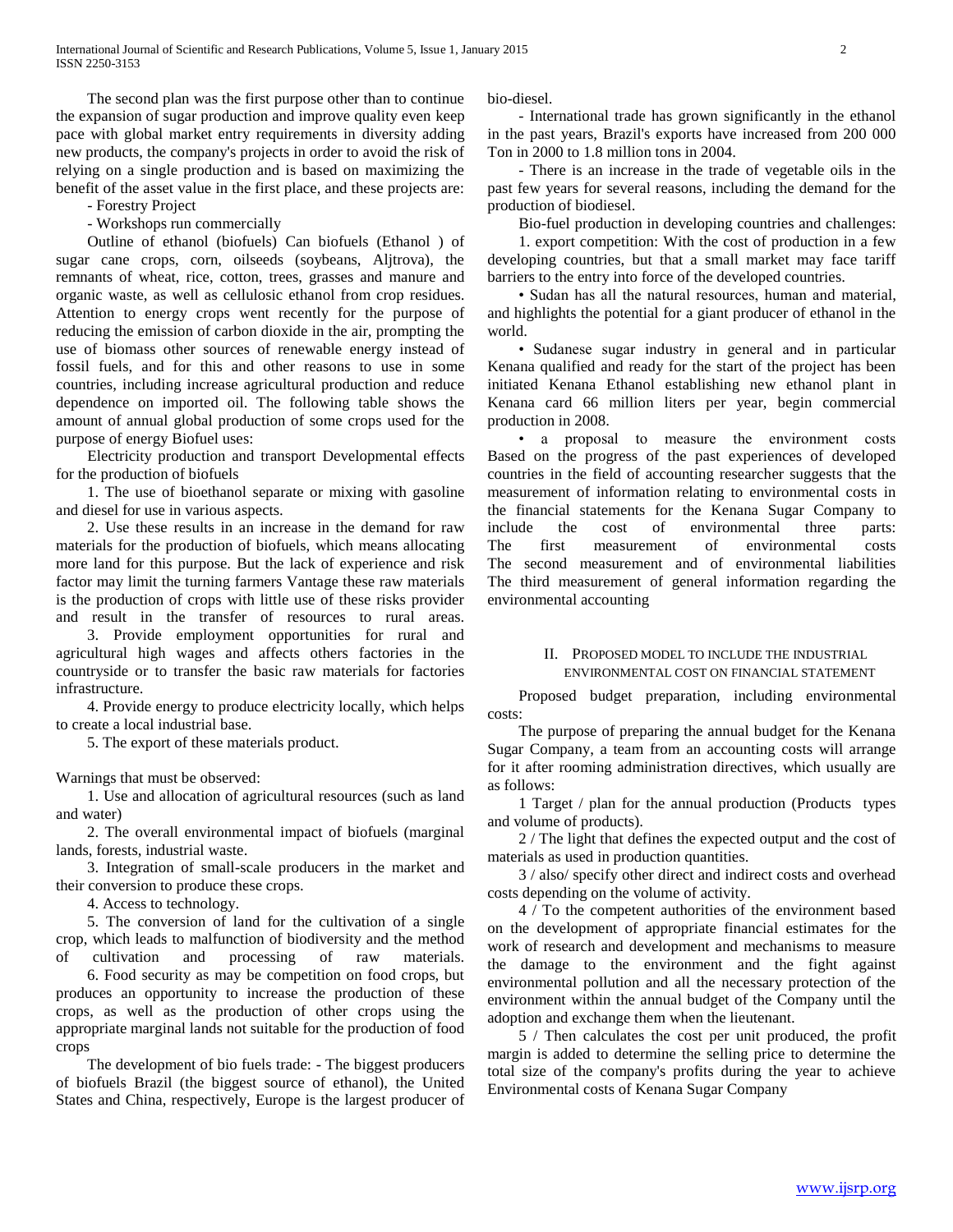The second plan was the first purpose other than to continue the expansion of sugar production and improve quality even keep pace with global market entry requirements in diversity adding new products, the company's projects in order to avoid the risk of relying on a single production and is based on maximizing the benefit of the asset value in the first place, and these projects are:

- Forestry Project
- Workshops run commercially

Outline of ethanol (biofuels) Can biofuels (Ethanol ) of sugar cane crops, corn, oilseeds (soybeans, Aljtrova), the remnants of wheat, rice, cotton, trees, grasses and manure and organic waste, as well as cellulosic ethanol from crop residues. Attention to energy crops went recently for the purpose of reducing the emission of carbon dioxide in the air, prompting the use of biomass other sources of renewable energy instead of fossil fuels, and for this and other reasons to use in some countries, including increase agricultural production and reduce dependence on imported oil. The following table shows the amount of annual global production of some crops used for the purpose of energy Biofuel uses:

Electricity production and transport Developmental effects for the production of biofuels

1. The use of bioethanol separate or mixing with gasoline and diesel for use in various aspects.
2. Use these results in an increase in the demand for raw materials for the production of biofuels, which means allocating more land for this purpose. But the lack of experience and risk factor may limit the turning farmers Vantage these raw materials is the production of crops with little use of these risks provider and result in the transfer of resources to rural areas.
3. Provide employment opportunities for rural and agricultural high wages and affects others factories in the countryside or to transfer the basic raw materials for factories infrastructure.
4. Provide energy to produce electricity locally, which helps to create a local industrial base.
5. The export of these materials product.

Warnings that must be observed:

1. Use and allocation of agricultural resources (such as land and water)
2. The overall environmental impact of biofuels (marginal lands, forests, industrial waste.
3. Integration of small-scale producers in the market and their conversion to produce these crops.
4. Access to technology.
5. The conversion of land for the cultivation of a single crop, which leads to malfunction of biodiversity and the method of cultivation and processing of raw materials.
6. Food security as may be competition on food crops, but produces an opportunity to increase the production of these crops, as well as the production of other crops using the appropriate marginal lands not suitable for the production of food crops

The development of bio fuels trade: - The biggest producers of biofuels Brazil (the biggest source of ethanol), the United States and China, respectively, Europe is the largest producer of bio-diesel.

- International trade has grown significantly in the ethanol in the past years, Brazil's exports have increased from 200 000 Ton in 2000 to 1.8 million tons in 2004.
- There is an increase in the trade of vegetable oils in the past few years for several reasons, including the demand for the production of biodiesel.

Bio-fuel production in developing countries and challenges:

1. export competition: With the cost of production in a few developing countries, but that a small market may face tariff barriers to the entry into force of the developed countries.

• Sudan has all the natural resources, human and material, and highlights the potential for a giant producer of ethanol in the world.

• Sudanese sugar industry in general and in particular Kenana qualified and ready for the start of the project has been initiated Kenana Ethanol establishing new ethanol plant in Kenana card 66 million liters per year, begin commercial production in 2008.

• a proposal to measure the environment costs Based on the progress of the past experiences of developed countries in the field of accounting researcher suggests that the measurement of information relating to environmental costs in the financial statements for the Kenana Sugar Company to include the cost of environmental three parts:
The first measurement of environmental costs
The second measurement and of environmental liabilities
The third measurement of general information regarding the environmental accounting

## II. Proposed Model to Include the Industrial Environmental Cost on Financial Statement

Proposed budget preparation, including environmental costs:

The purpose of preparing the annual budget for the Kenana Sugar Company, a team from an accounting costs will arrange for it after rooming administration directives, which usually are as follows:

1 Target / plan for the annual production (Products types and volume of products).

2 / The light that defines the expected output and the cost of materials as used in production quantities.

3 / also/ specify other direct and indirect costs and overhead costs depending on the volume of activity.

4 / To the competent authorities of the environment based on the development of appropriate financial estimates for the work of research and development and mechanisms to measure the damage to the environment and the fight against environmental pollution and all the necessary protection of the environment within the annual budget of the Company until the adoption and exchange them when the lieutenant.

5 / Then calculates the cost per unit produced, the profit margin is added to determine the selling price to determine the total size of the company's profits during the year to achieve Environmental costs of Kenana Sugar Company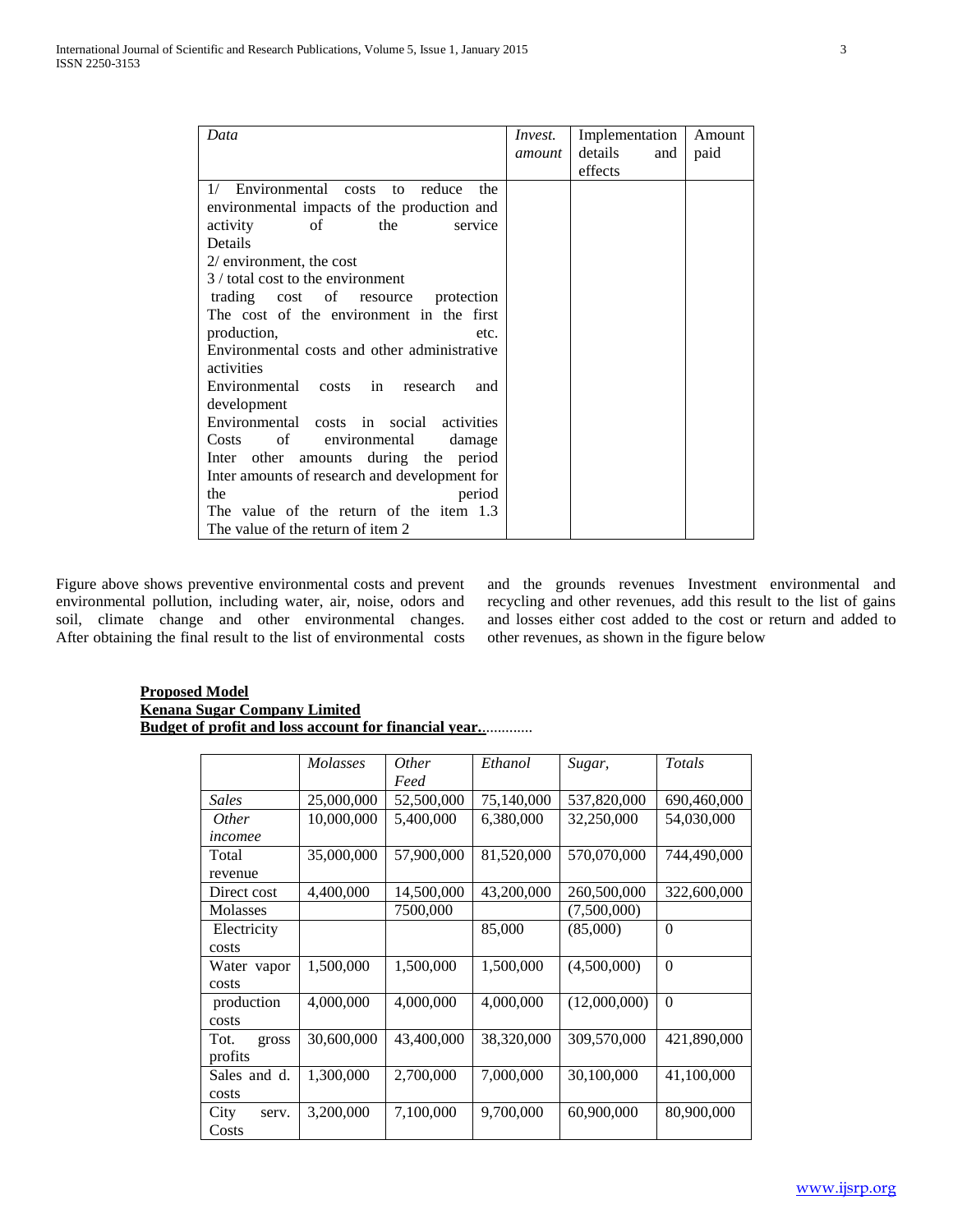| *Data* | *Invest. amount* | Implementation details and effects | Amount paid |
|---|---|---|---|
| 1/ Environmental costs to reduce the environmental impacts of the production and activity of the service<br>Details<br>2/ environment, the cost<br>3 / total cost to the environment<br>trading cost of resource protection<br>The cost of the environment in the first production, etc.<br>Environmental costs and other administrative activities<br>Environmental costs in research and development<br>Environmental costs in social activities<br>Costs of environmental damage<br>Inter other amounts during the period<br>Inter amounts of research and development for the period<br>The value of the return of the item 1.3<br>The value of the return of item 2 | | | |

Figure above shows preventive environmental costs and prevent environmental pollution, including water, air, noise, odors and soil, climate change and other environmental changes. After obtaining the final result to the list of environmental costs and the grounds revenues Investment environmental and recycling and other revenues, add this result to the list of gains and losses either cost added to the cost or return and added to other revenues, as shown in the figure below

**Proposed Model**
**Kenana Sugar Company Limited**
**Budget of profit and loss account for financial year.**............

| | *Molasses* | *Other Feed* | *Ethanol* | *Sugar,* | *Totals* |
|---|---|---|---|---|---|
| *Sales* | 25,000,000 | 52,500,000 | 75,140,000 | 537,820,000 | 690,460,000 |
| *Other incomee* | 10,000,000 | 5,400,000 | 6,380,000 | 32,250,000 | 54,030,000 |
| Total revenue | 35,000,000 | 57,900,000 | 81,520,000 | 570,070,000 | 744,490,000 |
| Direct cost | 4,400,000 | 14,500,000 | 43,200,000 | 260,500,000 | 322,600,000 |
| Molasses | | 7500,000 | | (7,500,000) | |
| Electricity costs | | | 85,000 | (85,000) | 0 |
| Water vapor costs | 1,500,000 | 1,500,000 | 1,500,000 | (4,500,000) | 0 |
| production costs | 4,000,000 | 4,000,000 | 4,000,000 | (12,000,000) | 0 |
| Tot. gross profits | 30,600,000 | 43,400,000 | 38,320,000 | 309,570,000 | 421,890,000 |
| Sales and d. costs | 1,300,000 | 2,700,000 | 7,000,000 | 30,100,000 | 41,100,000 |
| City serv. Costs | 3,200,000 | 7,100,000 | 9,700,000 | 60,900,000 | 80,900,000 |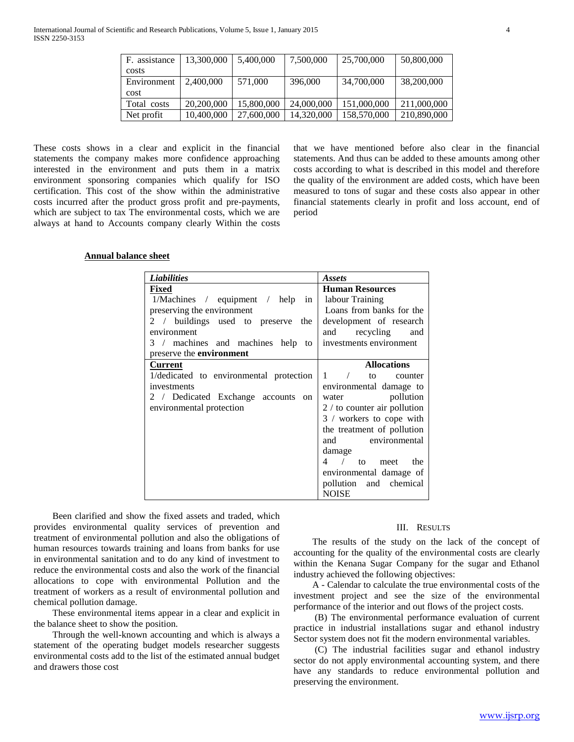| F. assistance costs | 13,300,000 | 5,400,000 | 7,500,000 | 25,700,000 | 50,800,000 |
|---|---|---|---|---|---|
| Environment cost | 2,400,000 | 571,000 | 396,000 | 34,700,000 | 38,200,000 |
| Total costs | 20,200,000 | 15,800,000 | 24,000,000 | 151,000,000 | 211,000,000 |
| Net profit | 10,400,000 | 27,600,000 | 14,320,000 | 158,570,000 | 210,890,000 |

These costs shows in a clear and explicit in the financial statements the company makes more confidence approaching interested in the environment and puts them in a matrix environment sponsoring companies which qualify for ISO certification. This cost of the show within the administrative costs incurred after the product gross profit and pre-payments, which are subject to tax The environmental costs, which we are always at hand to Accounts company clearly Within the costs that we have mentioned before also clear in the financial statements. And thus can be added to these amounts among other costs according to what is described in this model and therefore the quality of the environment are added costs, which have been measured to tons of sugar and these costs also appear in other financial statements clearly in profit and loss account, end of period

**Annual balance sheet**

| *Liabilities* | *Assets* |
|---|---|
| **Fixed**<br>1/Machines / equipment / help in preserving the environment<br>2 / buildings used to preserve the environment<br>3 / machines and machines help to preserve the **environment** | **Human Resources**<br>labour Training<br>Loans from banks for the development of research and recycling and investments environment |
| **Current**<br>1/dedicated to environmental protection investments<br>2 / Dedicated Exchange accounts on environmental protection | **Allocations**<br>1 / to counter environmental damage to water pollution<br>2 / to counter air pollution<br>3 / workers to cope with the treatment of pollution and environmental damage<br>4 / to meet the environmental damage of pollution and chemical NOISE |

Been clarified and show the fixed assets and traded, which provides environmental quality services of prevention and treatment of environmental pollution and also the obligations of human resources towards training and loans from banks for use in environmental sanitation and to do any kind of investment to reduce the environmental costs and also the work of the financial allocations to cope with environmental Pollution and the treatment of workers as a result of environmental pollution and chemical pollution damage.

These environmental items appear in a clear and explicit in the balance sheet to show the position.

Through the well-known accounting and which is always a statement of the operating budget models researcher suggests environmental costs add to the list of the estimated annual budget and drawers those cost

## III. Results

The results of the study on the lack of the concept of accounting for the quality of the environmental costs are clearly within the Kenana Sugar Company for the sugar and Ethanol industry achieved the following objectives:

A - Calendar to calculate the true environmental costs of the investment project and see the size of the environmental performance of the interior and out flows of the project costs.

(B) The environmental performance evaluation of current practice in industrial installations sugar and ethanol industry Sector system does not fit the modern environmental variables.

(C) The industrial facilities sugar and ethanol industry sector do not apply environmental accounting system, and there have any standards to reduce environmental pollution and preserving the environment.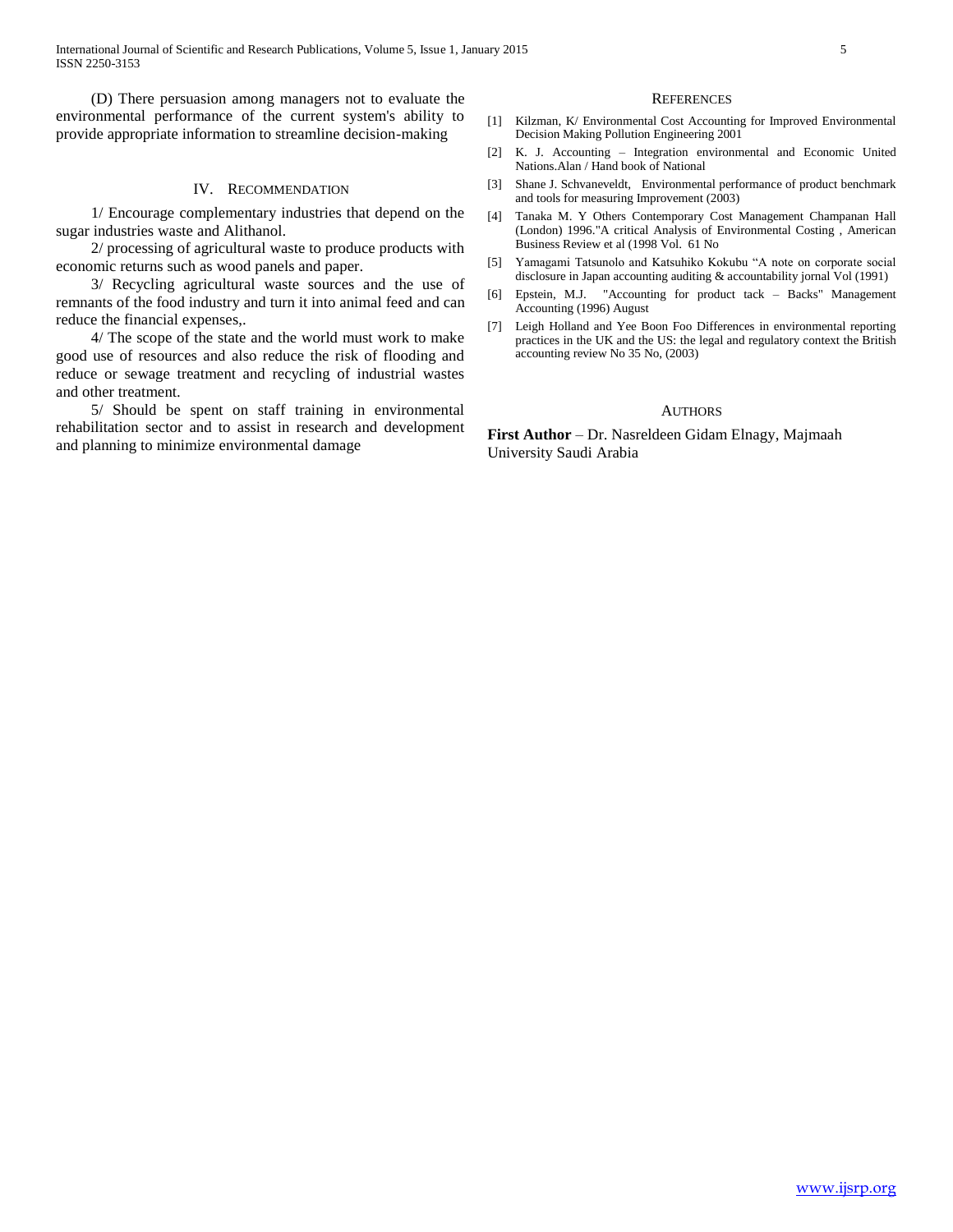(D) There persuasion among managers not to evaluate the environmental performance of the current system's ability to provide appropriate information to streamline decision-making

## IV. Recommendation

1/ Encourage complementary industries that depend on the sugar industries waste and Alithanol.

2/ processing of agricultural waste to produce products with economic returns such as wood panels and paper.

3/ Recycling agricultural waste sources and the use of remnants of the food industry and turn it into animal feed and can reduce the financial expenses,.

4/ The scope of the state and the world must work to make good use of resources and also reduce the risk of flooding and reduce or sewage treatment and recycling of industrial wastes and other treatment.

5/ Should be spent on staff training in environmental rehabilitation sector and to assist in research and development and planning to minimize environmental damage

## References

[1] Kilzman, K/ Environmental Cost Accounting for Improved Environmental Decision Making Pollution Engineering 2001

[2] K. J. Accounting – Integration environmental and Economic United Nations.Alan / Hand book of National

[3] Shane J. Schvaneveldt, Environmental performance of product benchmark and tools for measuring Improvement (2003)

[4] Tanaka M. Y Others Contemporary Cost Management Champanan Hall (London) 1996."A critical Analysis of Environmental Costing , American Business Review et al (1998 Vol. 61 No

[5] Yamagami Tatsunolo and Katsuhiko Kokubu "A note on corporate social disclosure in Japan accounting auditing & accountability jornal Vol (1991)

[6] Epstein, M.J. "Accounting for product tack – Backs" Management Accounting (1996) August

[7] Leigh Holland and Yee Boon Foo Differences in environmental reporting practices in the UK and the US: the legal and regulatory context the British accounting review No 35 No, (2003)

## Authors

**First Author** – Dr. Nasreldeen Gidam Elnagy, Majmaah University Saudi Arabia